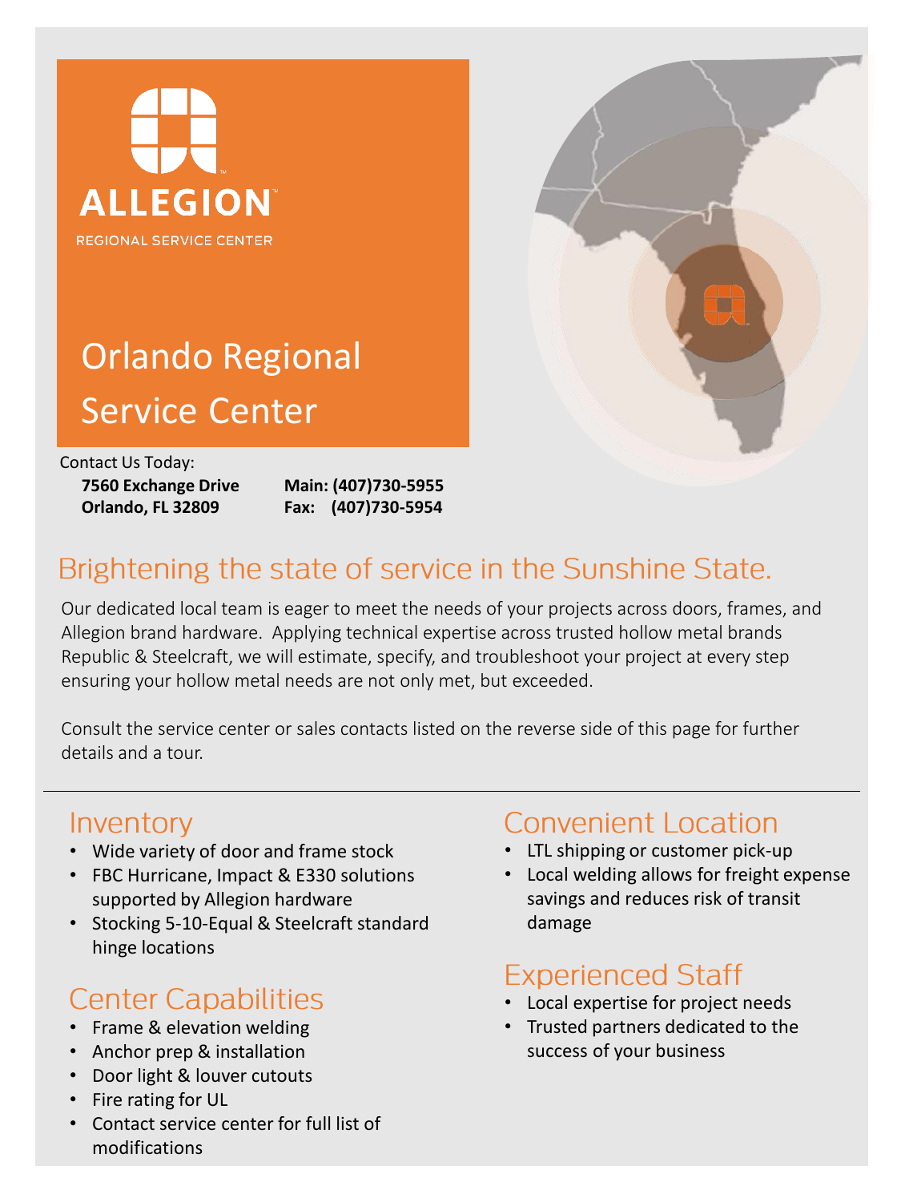ALLEGION™

REGIONAL SERVICE CENTER

# Orlando Regional Service Center

Contact Us Today:

**7560 Exchange Drive**
**Orlando, FL 32809**

**Main: (407)730-5955**
**Fax: (407)730-5954**

## Brightening the state of service in the Sunshine State.

Our dedicated local team is eager to meet the needs of your projects across doors, frames, and Allegion brand hardware. Applying technical expertise across trusted hollow metal brands Republic & Steelcraft, we will estimate, specify, and troubleshoot your project at every step ensuring your hollow metal needs are not only met, but exceeded.

Consult the service center or sales contacts listed on the reverse side of this page for further details and a tour.

---

### Inventory

- Wide variety of door and frame stock
- FBC Hurricane, Impact & E330 solutions supported by Allegion hardware
- Stocking 5-10-Equal & Steelcraft standard hinge locations

### Center Capabilities

- Frame & elevation welding
- Anchor prep & installation
- Door light & louver cutouts
- Fire rating for UL
- Contact service center for full list of modifications

### Convenient Location

- LTL shipping or customer pick-up
- Local welding allows for freight expense savings and reduces risk of transit damage

### Experienced Staff

- Local expertise for project needs
- Trusted partners dedicated to the success of your business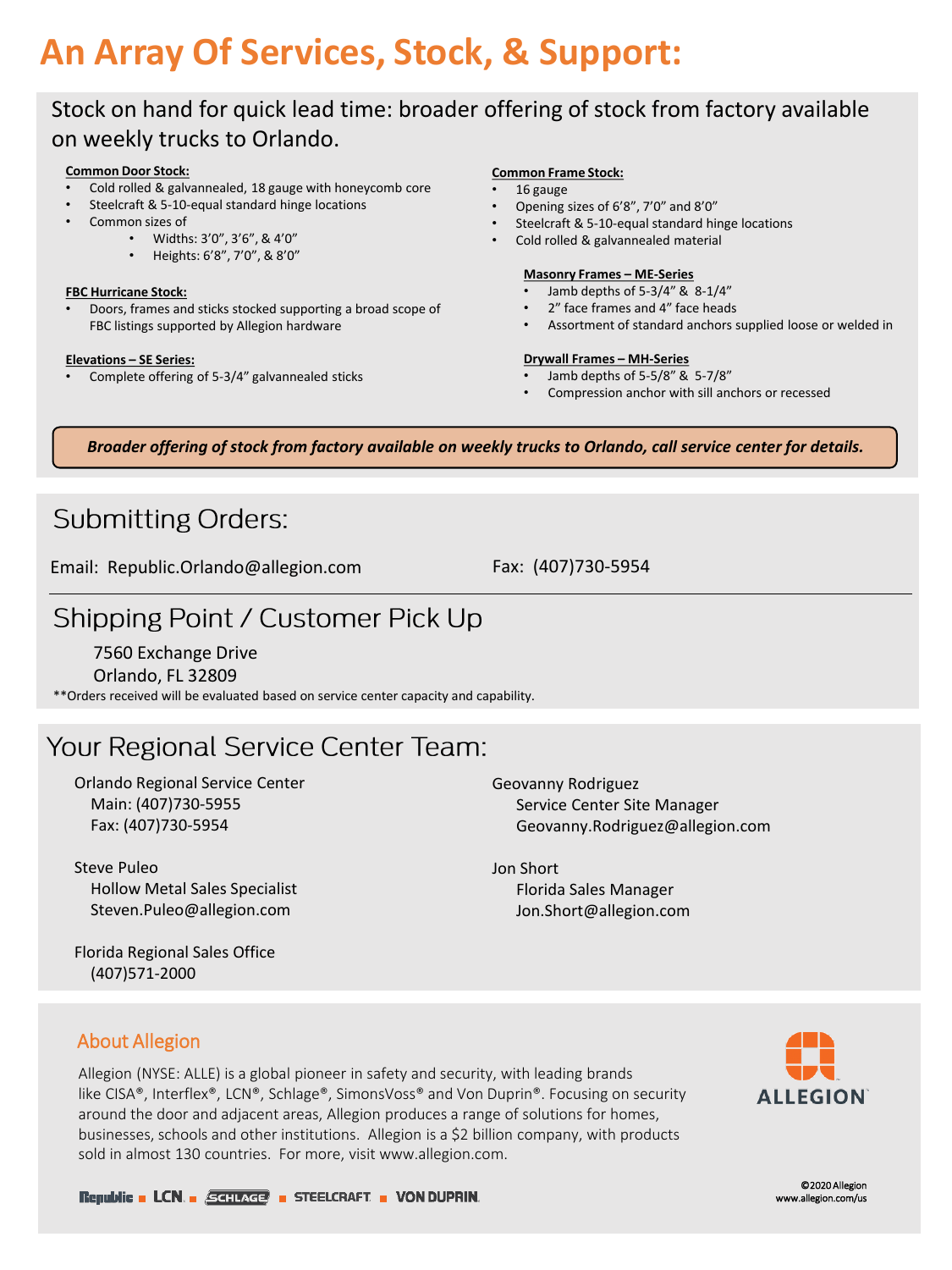# An Array Of Services, Stock, & Support:

## Stock on hand for quick lead time: broader offering of stock from factory available on weekly trucks to Orlando.

**Common Door Stock:**

- Cold rolled & galvannealed, 18 gauge with honeycomb core
- Steelcraft & 5-10-equal standard hinge locations
- Common sizes of
  - Widths: 3'0", 3'6", & 4'0"
  - Heights: 6'8", 7'0", & 8'0"

**FBC Hurricane Stock:**

- Doors, frames and sticks stocked supporting a broad scope of FBC listings supported by Allegion hardware

**Elevations – SE Series:**

- Complete offering of 5-3/4" galvannealed sticks

**Common Frame Stock:**

- 16 gauge
- Opening sizes of 6'8", 7'0" and 8'0"
- Steelcraft & 5-10-equal standard hinge locations
- Cold rolled & galvannealed material

**Masonry Frames – ME-Series**

- Jamb depths of 5-3/4" & 8-1/4"
- 2" face frames and 4" face heads
- Assortment of standard anchors supplied loose or welded in

**Drywall Frames – MH-Series**

- Jamb depths of 5-5/8" & 5-7/8"
- Compression anchor with sill anchors or recessed

***Broader offering of stock from factory available on weekly trucks to Orlando, call service center for details.***

## Submitting Orders:

Email: Republic.Orlando@allegion.com

Fax: (407)730-5954

## Shipping Point / Customer Pick Up

7560 Exchange Drive
Orlando, FL 32809

**Orders received will be evaluated based on service center capacity and capability.

## Your Regional Service Center Team:

Orlando Regional Service Center
Main: (407)730-5955
Fax: (407)730-5954

Steve Puleo
Hollow Metal Sales Specialist
Steven.Puleo@allegion.com

Florida Regional Sales Office
(407)571-2000

Geovanny Rodriguez
Service Center Site Manager
Geovanny.Rodriguez@allegion.com

Jon Short
Florida Sales Manager
Jon.Short@allegion.com

### About Allegion

Allegion (NYSE: ALLE) is a global pioneer in safety and security, with leading brands like CISA®, Interflex®, LCN®, Schlage®, SimonsVoss® and Von Duprin®. Focusing on security around the door and adjacent areas, Allegion produces a range of solutions for homes, businesses, schools and other institutions. Allegion is a $2 billion company, with products sold in almost 130 countries. For more, visit www.allegion.com.

ALLEGION

Republic ■ LCN ■ SCHLAGE ■ STEELCRAFT ■ VON DUPRIN

©2020 Allegion
www.allegion.com/us